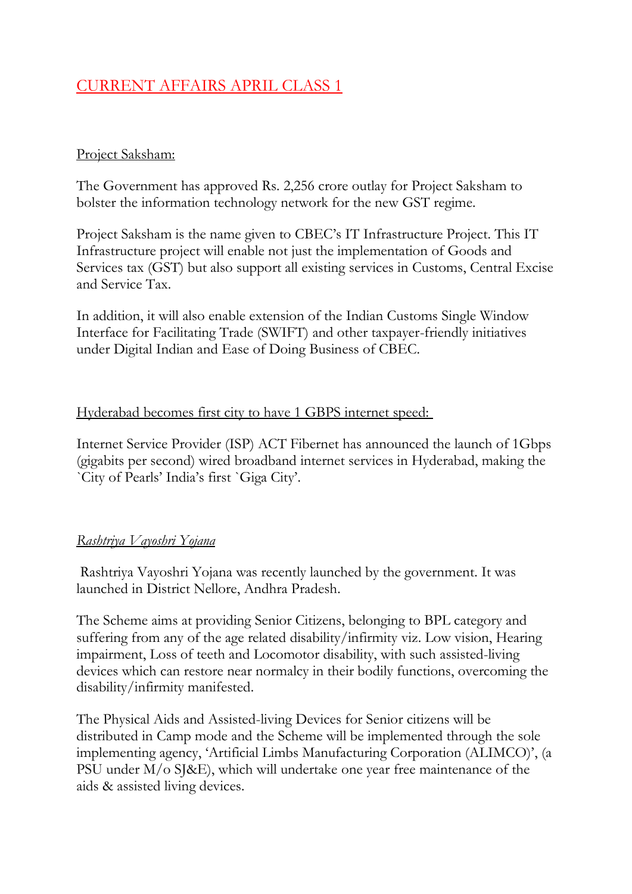# CURRENT AFFAIRS APRIL CLASS 1

## Project Saksham:

The Government has approved Rs. 2,256 crore outlay for Project Saksham to bolster the information technology network for the new GST regime.

Project Saksham is the name given to CBEC's IT Infrastructure Project. This IT Infrastructure project will enable not just the implementation of Goods and Services tax (GST) but also support all existing services in Customs, Central Excise and Service Tax.

In addition, it will also enable extension of the Indian Customs Single Window Interface for Facilitating Trade (SWIFT) and other taxpayer-friendly initiatives under Digital Indian and Ease of Doing Business of CBEC.

## Hyderabad becomes first city to have 1 GBPS internet speed:

Internet Service Provider (ISP) ACT Fibernet has announced the launch of 1Gbps (gigabits per second) wired broadband internet services in Hyderabad, making the `City of Pearls' India's first `Giga City'.

## *Rashtriya Vayoshri Yojana*

Rashtriya Vayoshri Yojana was recently launched by the government. It was launched in District Nellore, Andhra Pradesh.

The Scheme aims at providing Senior Citizens, belonging to BPL category and suffering from any of the age related disability/infirmity viz. Low vision, Hearing impairment, Loss of teeth and Locomotor disability, with such assisted-living devices which can restore near normalcy in their bodily functions, overcoming the disability/infirmity manifested.

The Physical Aids and Assisted-living Devices for Senior citizens will be distributed in Camp mode and the Scheme will be implemented through the sole implementing agency, 'Artificial Limbs Manufacturing Corporation (ALIMCO)', (a PSU under M/o SJ&E), which will undertake one year free maintenance of the aids & assisted living devices.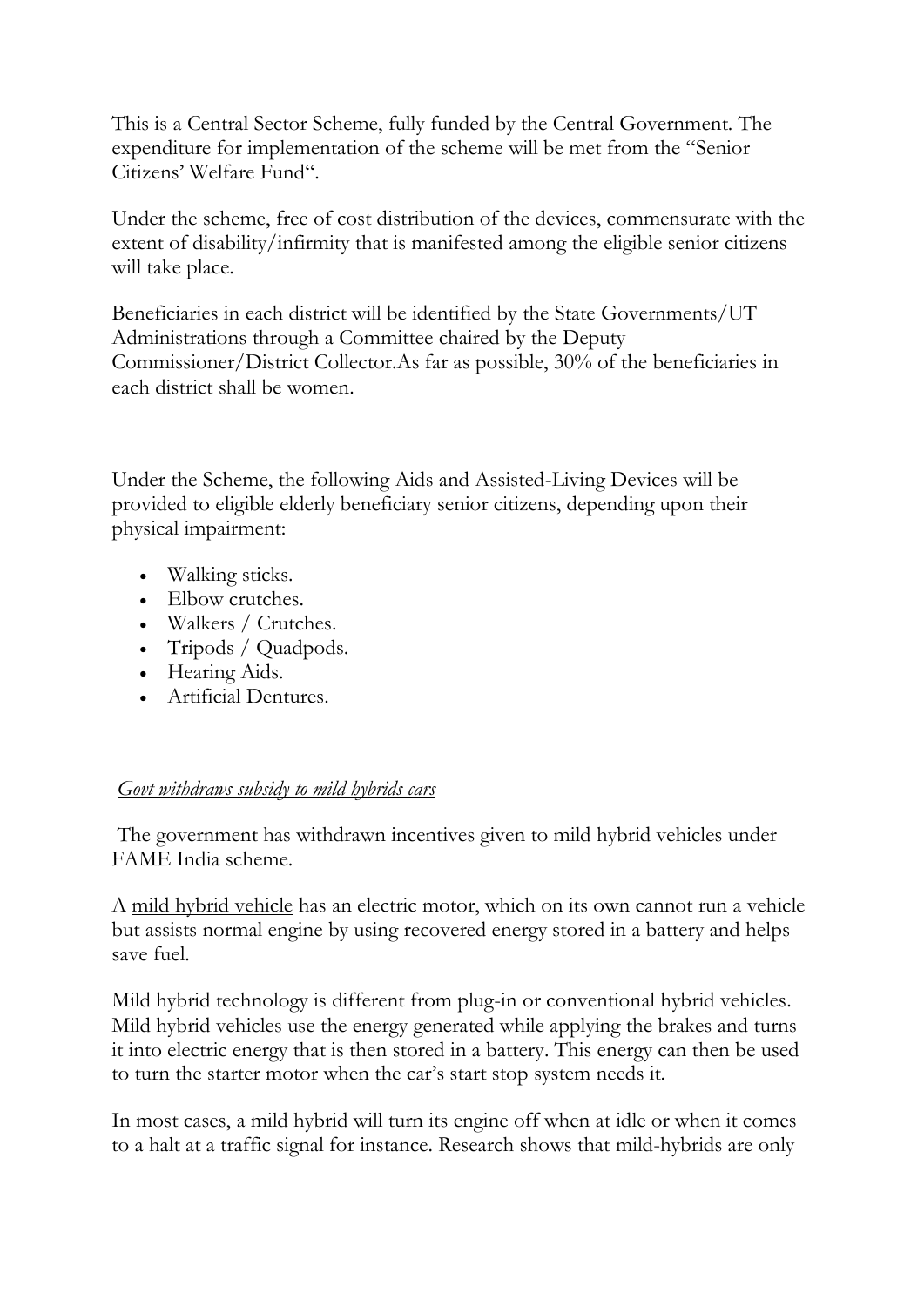This is a Central Sector Scheme, fully funded by the Central Government. The expenditure for implementation of the scheme will be met from the "Senior Citizens' Welfare Fund".

Under the scheme, free of cost distribution of the devices, commensurate with the extent of disability/infirmity that is manifested among the eligible senior citizens will take place.

Beneficiaries in each district will be identified by the State Governments/UT Administrations through a Committee chaired by the Deputy Commissioner/District Collector.As far as possible, 30% of the beneficiaries in each district shall be women.

Under the Scheme, the following Aids and Assisted-Living Devices will be provided to eligible elderly beneficiary senior citizens, depending upon their physical impairment:

- Walking sticks.
- Elbow crutches.
- Walkers / Crutches.
- Tripods / Quadpods.
- Hearing Aids.
- Artificial Dentures.

*Govt withdraws subsidy to mild hybrids cars*

The government has withdrawn incentives given to mild hybrid vehicles under FAME India scheme.

A mild hybrid vehicle has an electric motor, which on its own cannot run a vehicle but assists normal engine by using recovered energy stored in a battery and helps save fuel.

Mild hybrid technology is different from plug-in or conventional hybrid vehicles. Mild hybrid vehicles use the energy generated while applying the brakes and turns it into electric energy that is then stored in a battery. This energy can then be used to turn the starter motor when the car's start stop system needs it.

In most cases, a mild hybrid will turn its engine off when at idle or when it comes to a halt at a traffic signal for instance. Research shows that mild-hybrids are only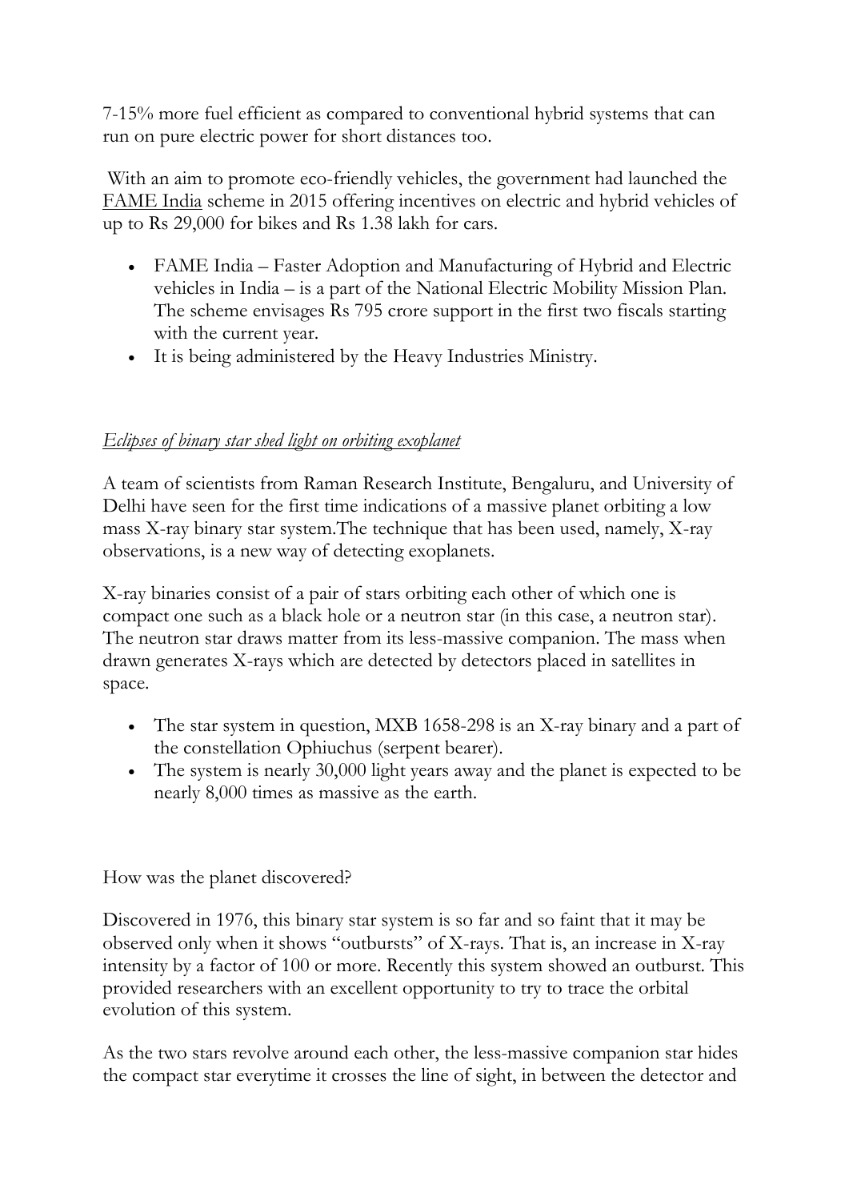7-15% more fuel efficient as compared to conventional hybrid systems that can run on pure electric power for short distances too.

With an aim to promote eco-friendly vehicles, the government had launched the FAME India scheme in 2015 offering incentives on electric and hybrid vehicles of up to Rs 29,000 for bikes and Rs 1.38 lakh for cars.

- FAME India – Faster Adoption and Manufacturing of Hybrid and Electric vehicles in India – is a part of the National Electric Mobility Mission Plan. The scheme envisages Rs 795 crore support in the first two fiscals starting with the current year.
- It is being administered by the Heavy Industries Ministry.

*Eclipses of binary star shed light on orbiting exoplanet*

A team of scientists from Raman Research Institute, Bengaluru, and University of Delhi have seen for the first time indications of a massive planet orbiting a low mass X-ray binary star system.The technique that has been used, namely, X-ray observations, is a new way of detecting exoplanets.

X-ray binaries consist of a pair of stars orbiting each other of which one is compact one such as a black hole or a neutron star (in this case, a neutron star). The neutron star draws matter from its less-massive companion. The mass when drawn generates X-rays which are detected by detectors placed in satellites in space.

- The star system in question, MXB 1658-298 is an X-ray binary and a part of the constellation Ophiuchus (serpent bearer).
- The system is nearly 30,000 light years away and the planet is expected to be nearly 8,000 times as massive as the earth.

How was the planet discovered?

Discovered in 1976, this binary star system is so far and so faint that it may be observed only when it shows "outbursts" of X-rays. That is, an increase in X-ray intensity by a factor of 100 or more. Recently this system showed an outburst. This provided researchers with an excellent opportunity to try to trace the orbital evolution of this system.

As the two stars revolve around each other, the less-massive companion star hides the compact star everytime it crosses the line of sight, in between the detector and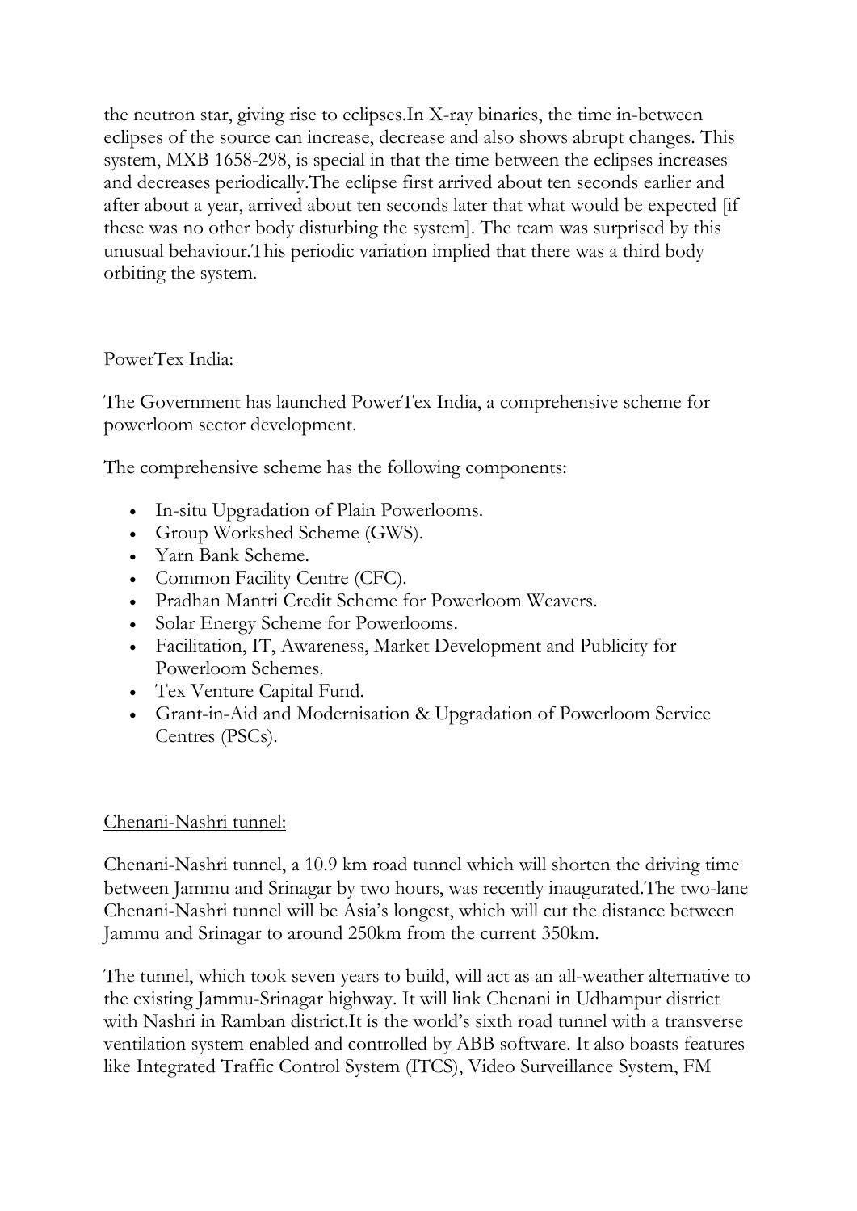the neutron star, giving rise to eclipses.In X-ray binaries, the time in-between eclipses of the source can increase, decrease and also shows abrupt changes. This system, MXB 1658-298, is special in that the time between the eclipses increases and decreases periodically.The eclipse first arrived about ten seconds earlier and after about a year, arrived about ten seconds later that what would be expected [if these was no other body disturbing the system]. The team was surprised by this unusual behaviour.This periodic variation implied that there was a third body orbiting the system.

PowerTex India:

The Government has launched PowerTex India, a comprehensive scheme for powerloom sector development.

The comprehensive scheme has the following components:

- In-situ Upgradation of Plain Powerlooms.
- Group Workshed Scheme (GWS).
- Yarn Bank Scheme.
- Common Facility Centre (CFC).
- Pradhan Mantri Credit Scheme for Powerloom Weavers.
- Solar Energy Scheme for Powerlooms.
- Facilitation, IT, Awareness, Market Development and Publicity for Powerloom Schemes.
- Tex Venture Capital Fund.
- Grant-in-Aid and Modernisation & Upgradation of Powerloom Service Centres (PSCs).

Chenani-Nashri tunnel:

Chenani-Nashri tunnel, a 10.9 km road tunnel which will shorten the driving time between Jammu and Srinagar by two hours, was recently inaugurated.The two-lane Chenani-Nashri tunnel will be Asia's longest, which will cut the distance between Jammu and Srinagar to around 250km from the current 350km.

The tunnel, which took seven years to build, will act as an all-weather alternative to the existing Jammu-Srinagar highway. It will link Chenani in Udhampur district with Nashri in Ramban district.It is the world's sixth road tunnel with a transverse ventilation system enabled and controlled by ABB software. It also boasts features like Integrated Traffic Control System (ITCS), Video Surveillance System, FM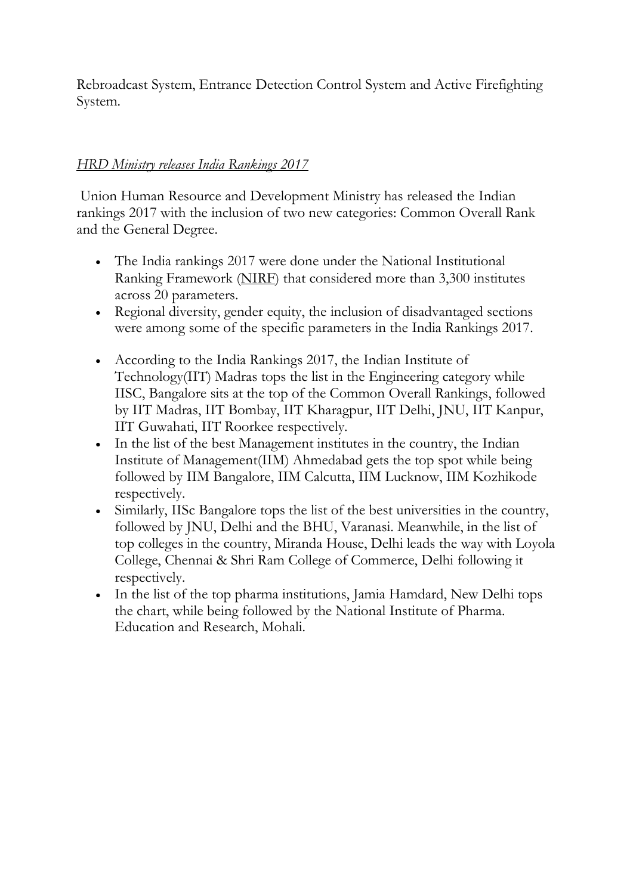Rebroadcast System, Entrance Detection Control System and Active Firefighting System.

*HRD Ministry releases India Rankings 2017*

Union Human Resource and Development Ministry has released the Indian rankings 2017 with the inclusion of two new categories: Common Overall Rank and the General Degree.

- The India rankings 2017 were done under the National Institutional Ranking Framework (NIRF) that considered more than 3,300 institutes across 20 parameters.
- Regional diversity, gender equity, the inclusion of disadvantaged sections were among some of the specific parameters in the India Rankings 2017.
- According to the India Rankings 2017, the Indian Institute of Technology(IIT) Madras tops the list in the Engineering category while IISC, Bangalore sits at the top of the Common Overall Rankings, followed by IIT Madras, IIT Bombay, IIT Kharagpur, IIT Delhi, JNU, IIT Kanpur, IIT Guwahati, IIT Roorkee respectively.
- In the list of the best Management institutes in the country, the Indian Institute of Management(IIM) Ahmedabad gets the top spot while being followed by IIM Bangalore, IIM Calcutta, IIM Lucknow, IIM Kozhikode respectively.
- Similarly, IISc Bangalore tops the list of the best universities in the country, followed by JNU, Delhi and the BHU, Varanasi. Meanwhile, in the list of top colleges in the country, Miranda House, Delhi leads the way with Loyola College, Chennai & Shri Ram College of Commerce, Delhi following it respectively.
- In the list of the top pharma institutions, Jamia Hamdard, New Delhi tops the chart, while being followed by the National Institute of Pharma. Education and Research, Mohali.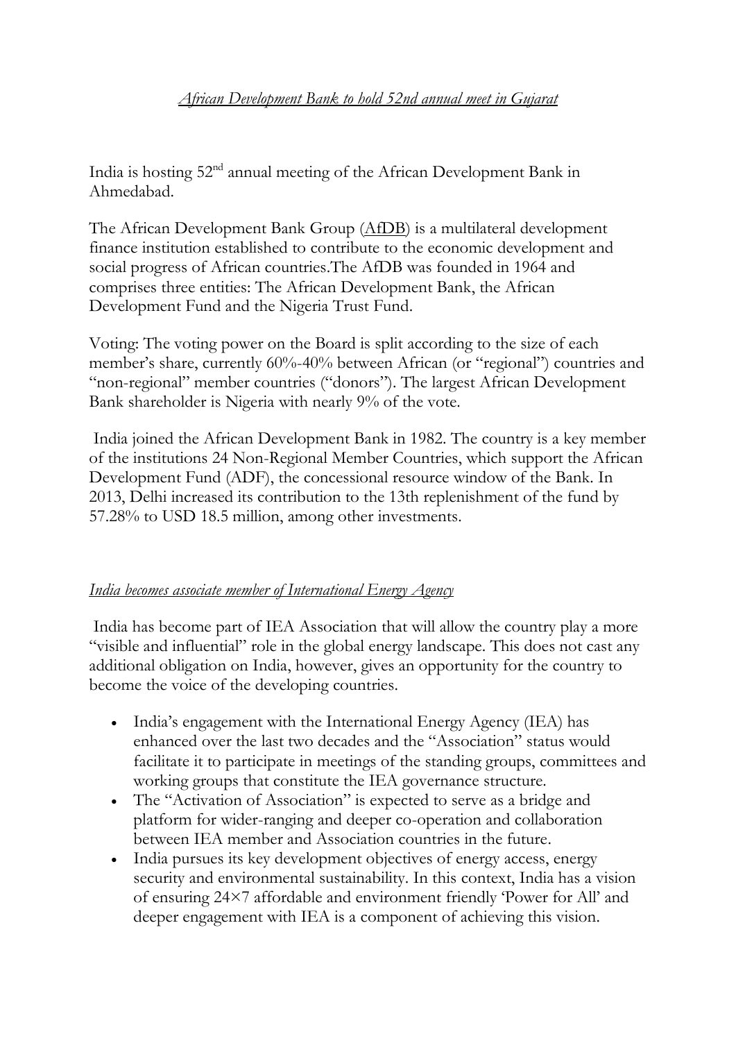*African Development Bank to hold 52nd annual meet in Gujarat*

India is hosting 52nd annual meeting of the African Development Bank in Ahmedabad.

The African Development Bank Group (AfDB) is a multilateral development finance institution established to contribute to the economic development and social progress of African countries.The AfDB was founded in 1964 and comprises three entities: The African Development Bank, the African Development Fund and the Nigeria Trust Fund.

Voting: The voting power on the Board is split according to the size of each member's share, currently 60%-40% between African (or "regional") countries and "non-regional" member countries ("donors"). The largest African Development Bank shareholder is Nigeria with nearly 9% of the vote.

India joined the African Development Bank in 1982. The country is a key member of the institutions 24 Non-Regional Member Countries, which support the African Development Fund (ADF), the concessional resource window of the Bank. In 2013, Delhi increased its contribution to the 13th replenishment of the fund by 57.28% to USD 18.5 million, among other investments.

*India becomes associate member of International Energy Agency*

India has become part of IEA Association that will allow the country play a more "visible and influential" role in the global energy landscape. This does not cast any additional obligation on India, however, gives an opportunity for the country to become the voice of the developing countries.

- India's engagement with the International Energy Agency (IEA) has enhanced over the last two decades and the "Association" status would facilitate it to participate in meetings of the standing groups, committees and working groups that constitute the IEA governance structure.
- The "Activation of Association" is expected to serve as a bridge and platform for wider-ranging and deeper co-operation and collaboration between IEA member and Association countries in the future.
- India pursues its key development objectives of energy access, energy security and environmental sustainability. In this context, India has a vision of ensuring 24×7 affordable and environment friendly 'Power for All' and deeper engagement with IEA is a component of achieving this vision.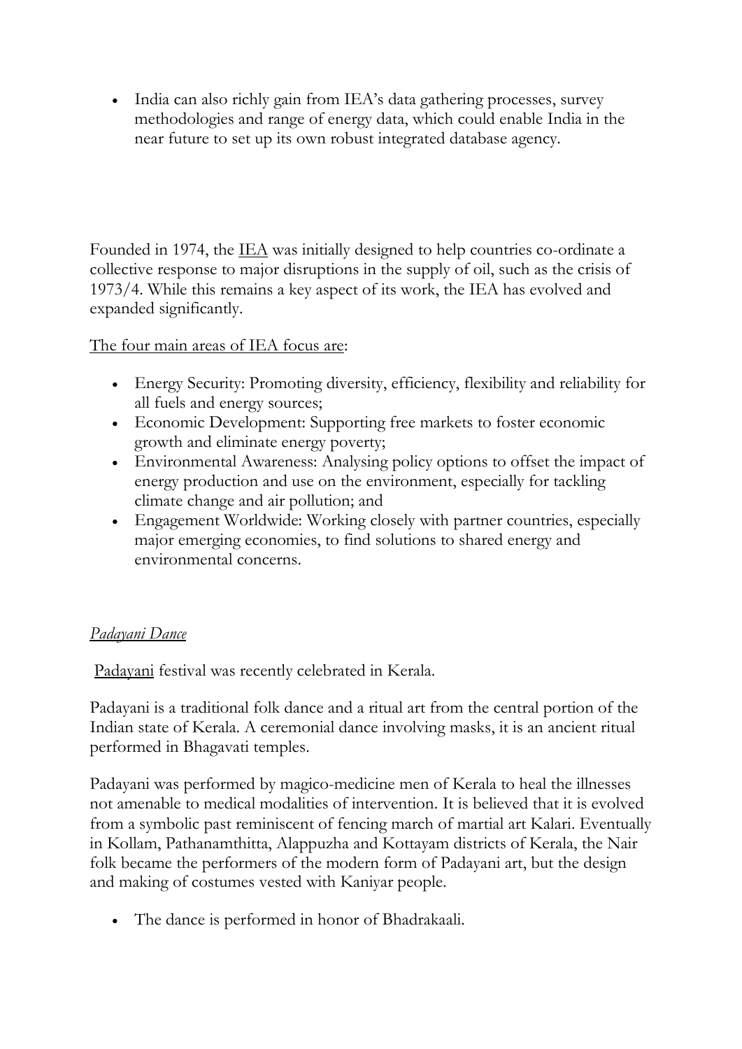- India can also richly gain from IEA's data gathering processes, survey methodologies and range of energy data, which could enable India in the near future to set up its own robust integrated database agency.

Founded in 1974, the IEA was initially designed to help countries co-ordinate a collective response to major disruptions in the supply of oil, such as the crisis of 1973/4. While this remains a key aspect of its work, the IEA has evolved and expanded significantly.

The four main areas of IEA focus are:

- Energy Security: Promoting diversity, efficiency, flexibility and reliability for all fuels and energy sources;
- Economic Development: Supporting free markets to foster economic growth and eliminate energy poverty;
- Environmental Awareness: Analysing policy options to offset the impact of energy production and use on the environment, especially for tackling climate change and air pollution; and
- Engagement Worldwide: Working closely with partner countries, especially major emerging economies, to find solutions to shared energy and environmental concerns.

*Padayani Dance*

Padayani festival was recently celebrated in Kerala.

Padayani is a traditional folk dance and a ritual art from the central portion of the Indian state of Kerala. A ceremonial dance involving masks, it is an ancient ritual performed in Bhagavati temples.

Padayani was performed by magico-medicine men of Kerala to heal the illnesses not amenable to medical modalities of intervention. It is believed that it is evolved from a symbolic past reminiscent of fencing march of martial art Kalari. Eventually in Kollam, Pathanamthitta, Alappuzha and Kottayam districts of Kerala, the Nair folk became the performers of the modern form of Padayani art, but the design and making of costumes vested with Kaniyar people.

- The dance is performed in honor of Bhadrakaali.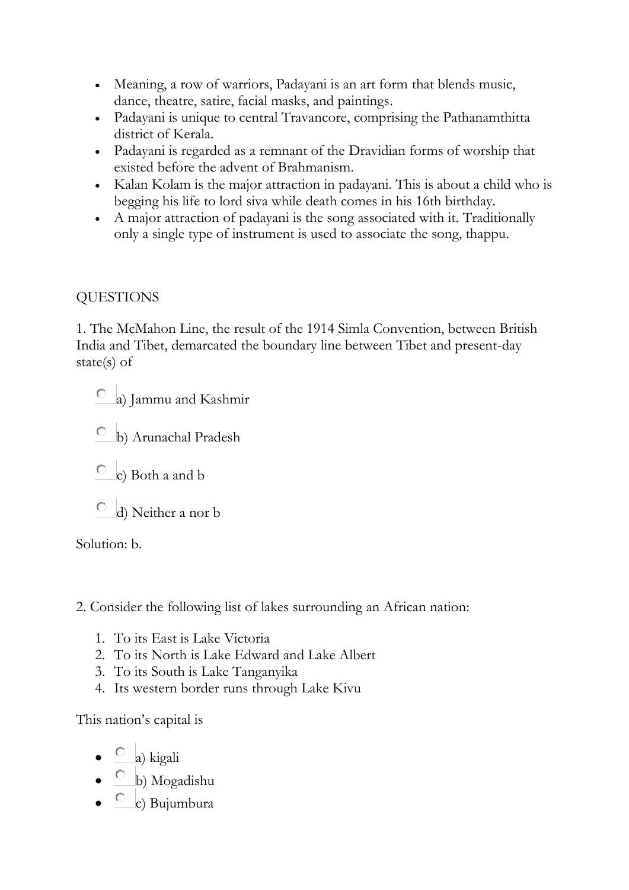- Meaning, a row of warriors, Padayani is an art form that blends music, dance, theatre, satire, facial masks, and paintings.
- Padayani is unique to central Travancore, comprising the Pathanamthitta district of Kerala.
- Padayani is regarded as a remnant of the Dravidian forms of worship that existed before the advent of Brahmanism.
- Kalan Kolam is the major attraction in padayani. This is about a child who is begging his life to lord siva while death comes in his 16th birthday.
- A major attraction of padayani is the song associated with it. Traditionally only a single type of instrument is used to associate the song, thappu.

QUESTIONS

1. The McMahon Line, the result of the 1914 Simla Convention, between British India and Tibet, demarcated the boundary line between Tibet and present-day state(s) of

a) Jammu and Kashmir

b) Arunachal Pradesh

c) Both a and b

d) Neither a nor b

Solution: b.

2. Consider the following list of lakes surrounding an African nation:

1. To its East is Lake Victoria
2. To its North is Lake Edward and Lake Albert
3. To its South is Lake Tanganyika
4. Its western border runs through Lake Kivu

This nation's capital is

- a) kigali
- b) Mogadishu
- c) Bujumbura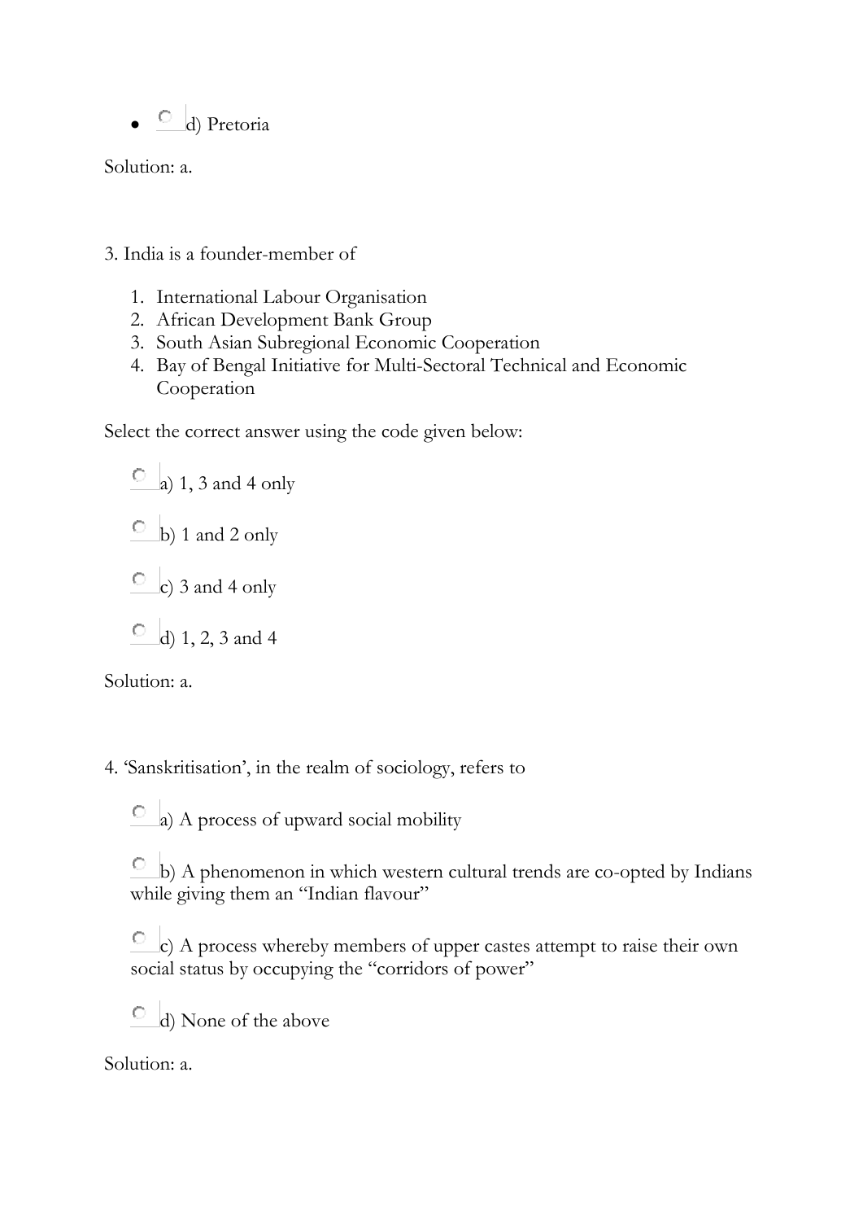- d) Pretoria

Solution: a.

3. India is a founder-member of

1. International Labour Organisation
2. African Development Bank Group
3. South Asian Subregional Economic Cooperation
4. Bay of Bengal Initiative for Multi-Sectoral Technical and Economic Cooperation

Select the correct answer using the code given below:

a) 1, 3 and 4 only

b) 1 and 2 only

c) 3 and 4 only

d) 1, 2, 3 and 4

Solution: a.

4. 'Sanskritisation', in the realm of sociology, refers to

a) A process of upward social mobility

b) A phenomenon in which western cultural trends are co-opted by Indians while giving them an "Indian flavour"

c) A process whereby members of upper castes attempt to raise their own social status by occupying the "corridors of power"

d) None of the above

Solution: a.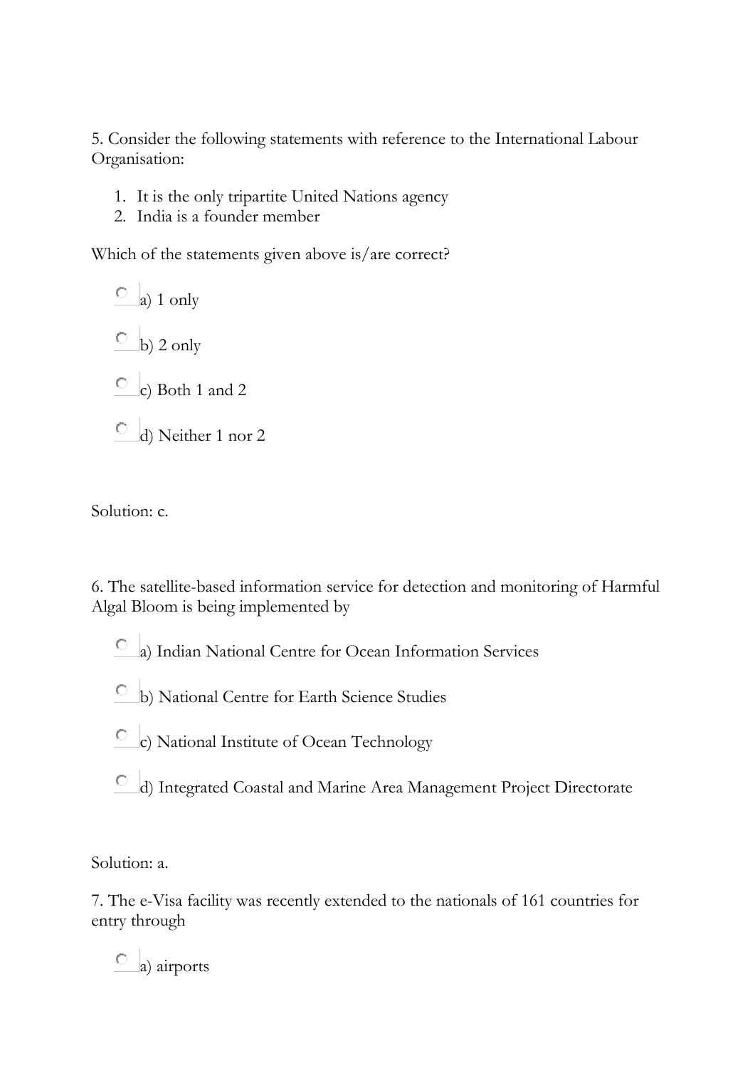5. Consider the following statements with reference to the International Labour Organisation:

1. It is the only tripartite United Nations agency
2. India is a founder member

Which of the statements given above is/are correct?

- a) 1 only
- b) 2 only
- c) Both 1 and 2
- d) Neither 1 nor 2

Solution: c.

6. The satellite-based information service for detection and monitoring of Harmful Algal Bloom is being implemented by

- a) Indian National Centre for Ocean Information Services
- b) National Centre for Earth Science Studies
- c) National Institute of Ocean Technology
- d) Integrated Coastal and Marine Area Management Project Directorate

Solution: a.

7. The e-Visa facility was recently extended to the nationals of 161 countries for entry through

- a) airports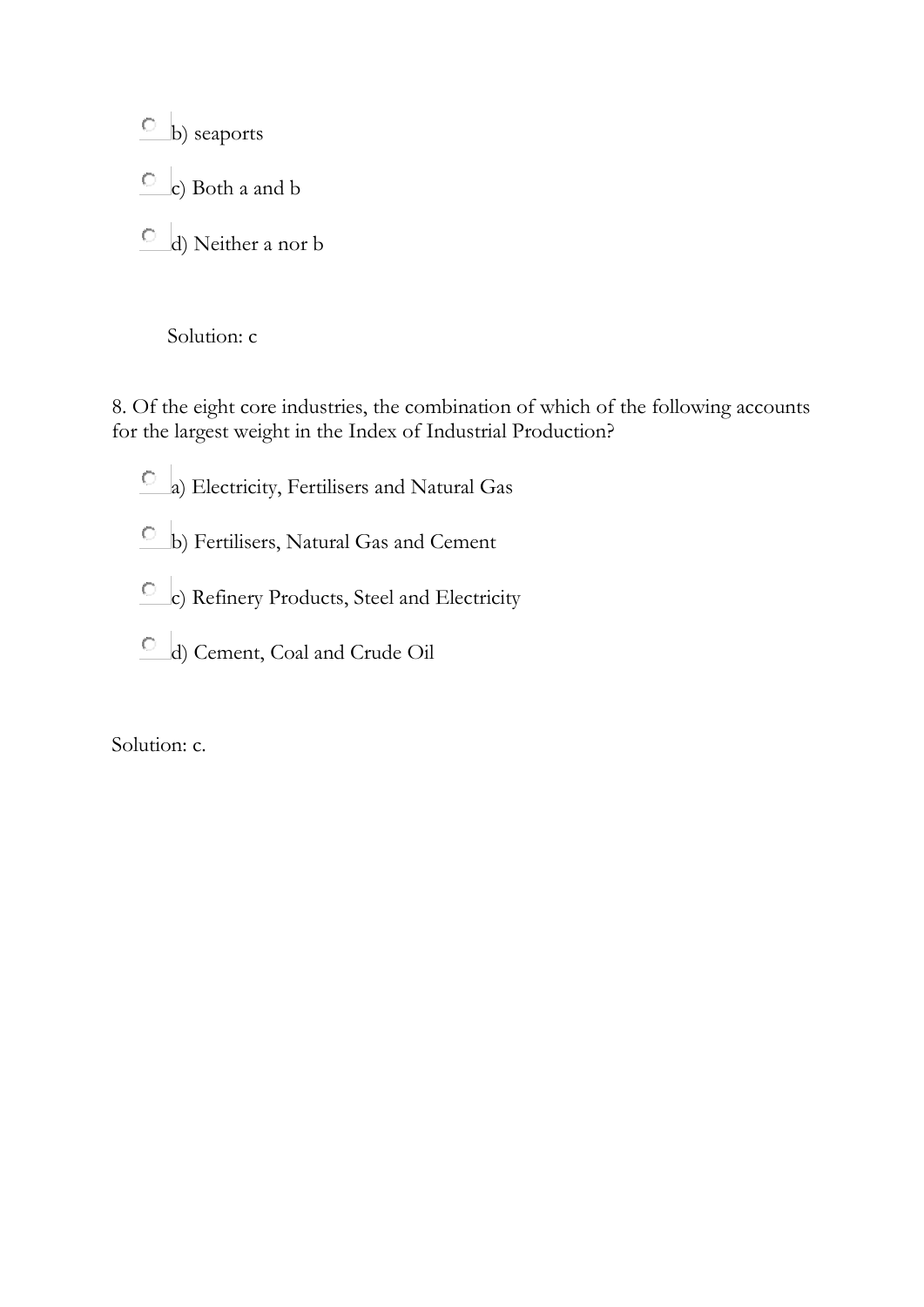b) seaports

c) Both a and b

d) Neither a nor b

Solution: c

8. Of the eight core industries, the combination of which of the following accounts for the largest weight in the Index of Industrial Production?

a) Electricity, Fertilisers and Natural Gas

b) Fertilisers, Natural Gas and Cement

c) Refinery Products, Steel and Electricity

d) Cement, Coal and Crude Oil

Solution: c.